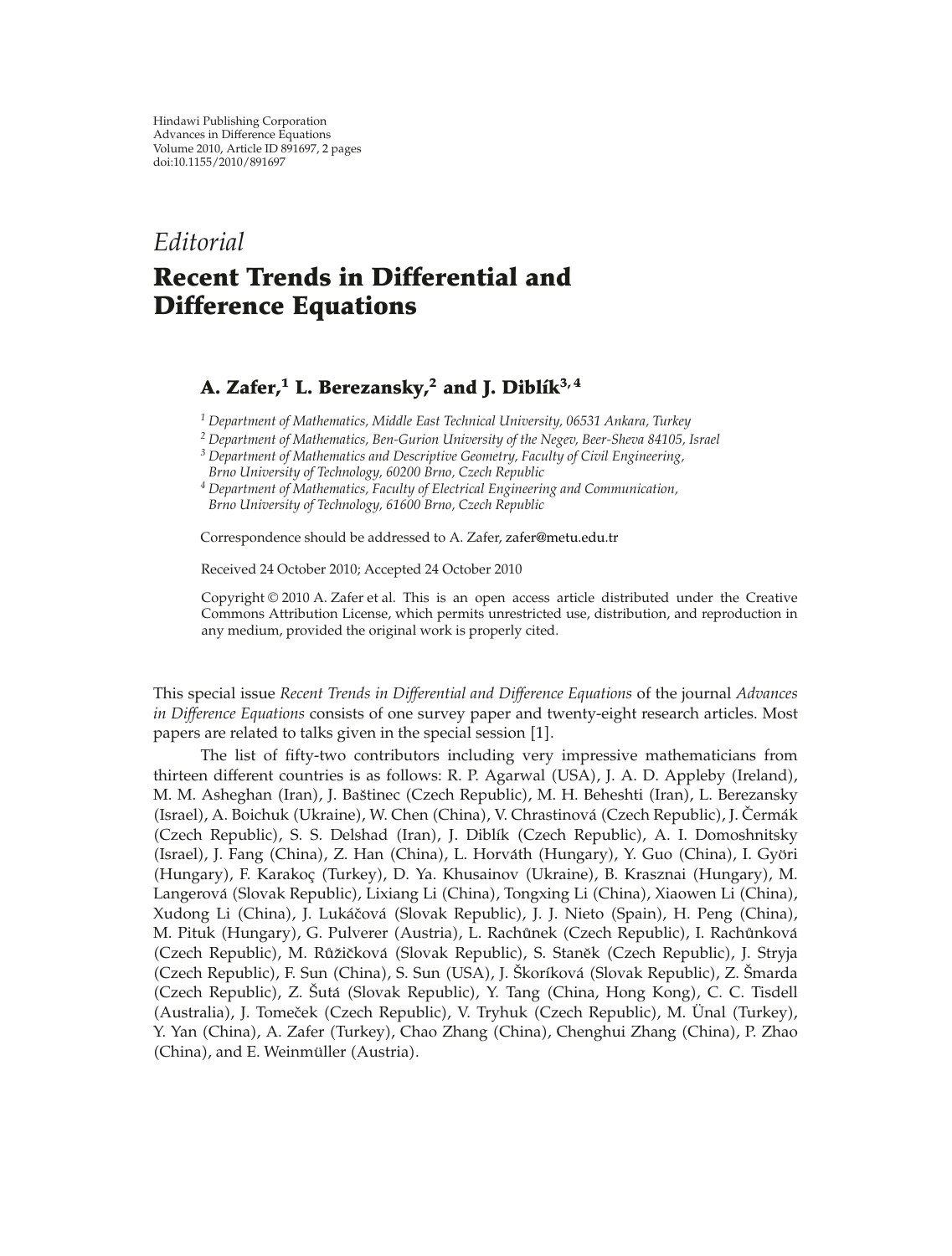Hindawi Publishing Corporation
Advances in Difference Equations
Volume 2010, Article ID 891697, 2 pages
doi:10.1155/2010/891697

*Editorial*

# Recent Trends in Differential and Difference Equations

**A. Zafer,[1] L. Berezansky,[2] and J. Diblík[3,4]**

[1] *Department of Mathematics, Middle East Technical University, 06531 Ankara, Turkey*
[2] *Department of Mathematics, Ben-Gurion University of the Negev, Beer-Sheva 84105, Israel*
[3] *Department of Mathematics and Descriptive Geometry, Faculty of Civil Engineering, Brno University of Technology, 60200 Brno, Czech Republic*
[4] *Department of Mathematics, Faculty of Electrical Engineering and Communication, Brno University of Technology, 61600 Brno, Czech Republic*

Correspondence should be addressed to A. Zafer, zafer@metu.edu.tr

Received 24 October 2010; Accepted 24 October 2010

Copyright © 2010 A. Zafer et al. This is an open access article distributed under the Creative Commons Attribution License, which permits unrestricted use, distribution, and reproduction in any medium, provided the original work is properly cited.

This special issue *Recent Trends in Differential and Difference Equations* of the journal *Advances in Difference Equations* consists of one survey paper and twenty-eight research articles. Most papers are related to talks given in the special session [1].

The list of fifty-two contributors including very impressive mathematicians from thirteen different countries is as follows: R. P. Agarwal (USA), J. A. D. Appleby (Ireland), M. M. Asheghan (Iran), J. Baštinec (Czech Republic), M. H. Beheshti (Iran), L. Berezansky (Israel), A. Boichuk (Ukraine), W. Chen (China), V. Chrastinová (Czech Republic), J. Čermák (Czech Republic), S. S. Delshad (Iran), J. Diblík (Czech Republic), A. I. Domoshnitsky (Israel), J. Fang (China), Z. Han (China), L. Horváth (Hungary), Y. Guo (China), I. Győri (Hungary), F. Karakoç (Turkey), D. Ya. Khusainov (Ukraine), B. Krasznai (Hungary), M. Langerová (Slovak Republic), Lixiang Li (China), Tongxing Li (China), Xiaowen Li (China), Xudong Li (China), J. Lukáčová (Slovak Republic), J. J. Nieto (Spain), H. Peng (China), M. Pituk (Hungary), G. Pulverer (Austria), L. Rachůnek (Czech Republic), I. Rachůnková (Czech Republic), M. Růžičková (Slovak Republic), S. Staněk (Czech Republic), J. Stryja (Czech Republic), F. Sun (China), S. Sun (USA), J. Škoríková (Slovak Republic), Z. Šmarda (Czech Republic), Z. Šutá (Slovak Republic), Y. Tang (China, Hong Kong), C. C. Tisdell (Australia), J. Tomeček (Czech Republic), V. Tryhuk (Czech Republic), M. Ünal (Turkey), Y. Yan (China), A. Zafer (Turkey), Chao Zhang (China), Chenghui Zhang (China), P. Zhao (China), and E. Weinmüller (Austria).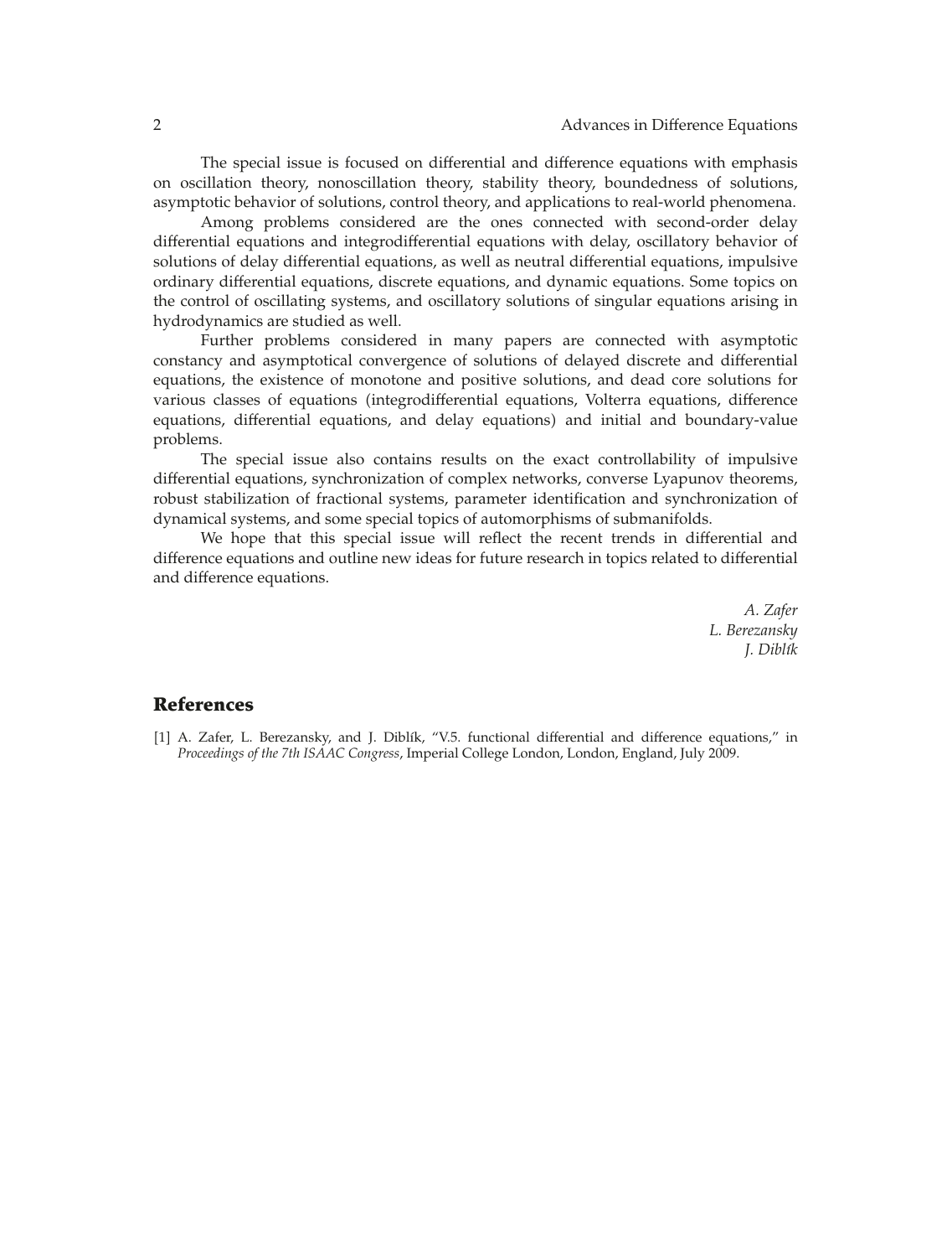The special issue is focused on differential and difference equations with emphasis on oscillation theory, nonoscillation theory, stability theory, boundedness of solutions, asymptotic behavior of solutions, control theory, and applications to real-world phenomena.

Among problems considered are the ones connected with second-order delay differential equations and integrodifferential equations with delay, oscillatory behavior of solutions of delay differential equations, as well as neutral differential equations, impulsive ordinary differential equations, discrete equations, and dynamic equations. Some topics on the control of oscillating systems, and oscillatory solutions of singular equations arising in hydrodynamics are studied as well.

Further problems considered in many papers are connected with asymptotic constancy and asymptotical convergence of solutions of delayed discrete and differential equations, the existence of monotone and positive solutions, and dead core solutions for various classes of equations (integrodifferential equations, Volterra equations, difference equations, differential equations, and delay equations) and initial and boundary-value problems.

The special issue also contains results on the exact controllability of impulsive differential equations, synchronization of complex networks, converse Lyapunov theorems, robust stabilization of fractional systems, parameter identification and synchronization of dynamical systems, and some special topics of automorphisms of submanifolds.

We hope that this special issue will reflect the recent trends in differential and difference equations and outline new ideas for future research in topics related to differential and difference equations.

*A. Zafer*
*L. Berezansky*
*J. Diblík*

## References

[1] A. Zafer, L. Berezansky, and J. Diblík, "V.5. functional differential and difference equations," in *Proceedings of the 7th ISAAC Congress*, Imperial College London, London, England, July 2009.